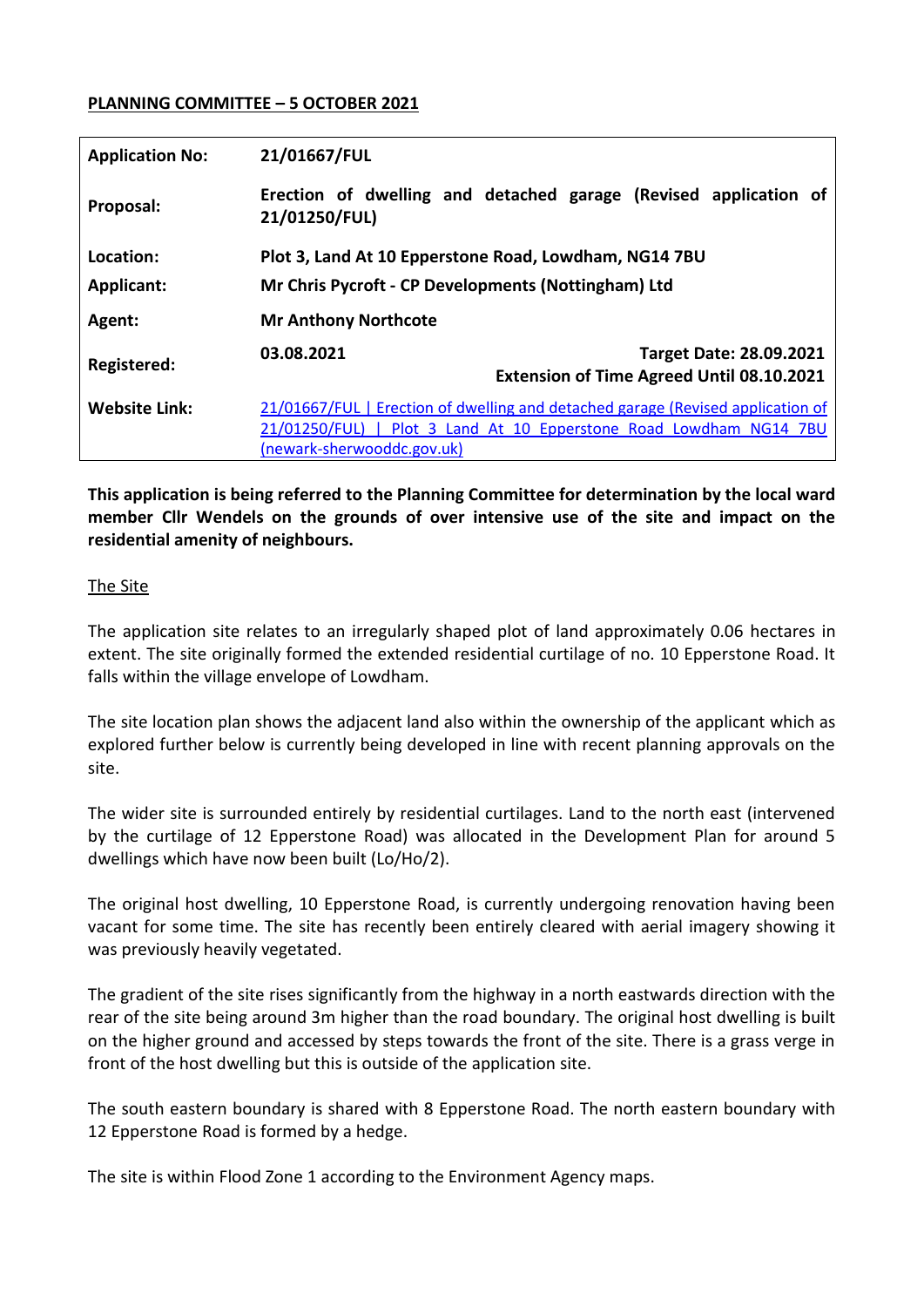**PLANNING COMMITTEE – 5 OCTOBER 2021**

| | |
|---|---|
| **Application No:** | **21/01667/FUL** |
| **Proposal:** | **Erection of dwelling and detached garage (Revised application of 21/01250/FUL)** |
| **Location:** | **Plot 3, Land At 10 Epperstone Road, Lowdham, NG14 7BU** |
| **Applicant:** | **Mr Chris Pycroft - CP Developments (Nottingham) Ltd** |
| **Agent:** | **Mr Anthony Northcote** |
| **Registered:** | **03.08.2021** **Target Date: 28.09.2021** **Extension of Time Agreed Until 08.10.2021** |
| **Website Link:** | [21/01667/FUL \| Erection of dwelling and detached garage (Revised application of 21/01250/FUL) \| Plot 3 Land At 10 Epperstone Road Lowdham NG14 7BU (newark-sherwooddc.gov.uk)]() |

**This application is being referred to the Planning Committee for determination by the local ward member Cllr Wendels on the grounds of over intensive use of the site and impact on the residential amenity of neighbours.**

## The Site

The application site relates to an irregularly shaped plot of land approximately 0.06 hectares in extent. The site originally formed the extended residential curtilage of no. 10 Epperstone Road. It falls within the village envelope of Lowdham.

The site location plan shows the adjacent land also within the ownership of the applicant which as explored further below is currently being developed in line with recent planning approvals on the site.

The wider site is surrounded entirely by residential curtilages. Land to the north east (intervened by the curtilage of 12 Epperstone Road) was allocated in the Development Plan for around 5 dwellings which have now been built (Lo/Ho/2).

The original host dwelling, 10 Epperstone Road, is currently undergoing renovation having been vacant for some time. The site has recently been entirely cleared with aerial imagery showing it was previously heavily vegetated.

The gradient of the site rises significantly from the highway in a north eastwards direction with the rear of the site being around 3m higher than the road boundary. The original host dwelling is built on the higher ground and accessed by steps towards the front of the site. There is a grass verge in front of the host dwelling but this is outside of the application site.

The south eastern boundary is shared with 8 Epperstone Road. The north eastern boundary with 12 Epperstone Road is formed by a hedge.

The site is within Flood Zone 1 according to the Environment Agency maps.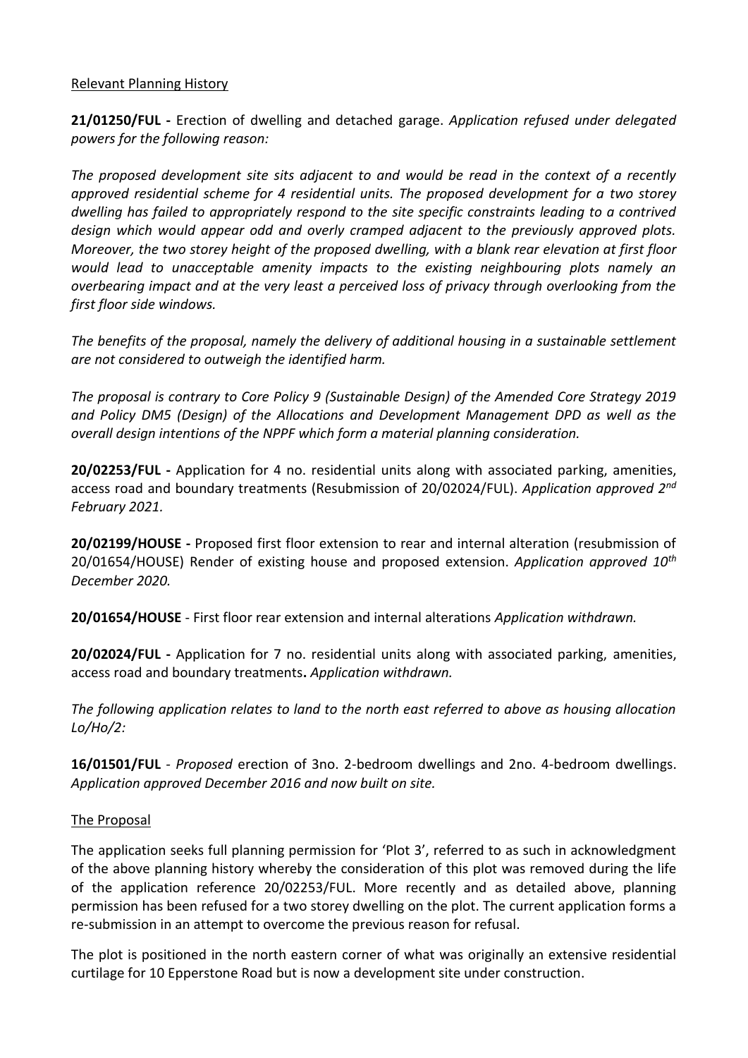## Relevant Planning History

**21/01250/FUL -** Erection of dwelling and detached garage. *Application refused under delegated powers for the following reason:*

*The proposed development site sits adjacent to and would be read in the context of a recently approved residential scheme for 4 residential units. The proposed development for a two storey dwelling has failed to appropriately respond to the site specific constraints leading to a contrived design which would appear odd and overly cramped adjacent to the previously approved plots. Moreover, the two storey height of the proposed dwelling, with a blank rear elevation at first floor would lead to unacceptable amenity impacts to the existing neighbouring plots namely an overbearing impact and at the very least a perceived loss of privacy through overlooking from the first floor side windows.*

*The benefits of the proposal, namely the delivery of additional housing in a sustainable settlement are not considered to outweigh the identified harm.*

*The proposal is contrary to Core Policy 9 (Sustainable Design) of the Amended Core Strategy 2019 and Policy DM5 (Design) of the Allocations and Development Management DPD as well as the overall design intentions of the NPPF which form a material planning consideration.*

**20/02253/FUL -** Application for 4 no. residential units along with associated parking, amenities, access road and boundary treatments (Resubmission of 20/02024/FUL). *Application approved 2nd February 2021.*

**20/02199/HOUSE -** Proposed first floor extension to rear and internal alteration (resubmission of 20/01654/HOUSE) Render of existing house and proposed extension. *Application approved 10th December 2020.*

**20/01654/HOUSE** - First floor rear extension and internal alterations *Application withdrawn.*

**20/02024/FUL -** Application for 7 no. residential units along with associated parking, amenities, access road and boundary treatments**.** *Application withdrawn.*

*The following application relates to land to the north east referred to above as housing allocation Lo/Ho/2:*

**16/01501/FUL** - *Proposed* erection of 3no. 2-bedroom dwellings and 2no. 4-bedroom dwellings. *Application approved December 2016 and now built on site.*

## The Proposal

The application seeks full planning permission for 'Plot 3', referred to as such in acknowledgment of the above planning history whereby the consideration of this plot was removed during the life of the application reference 20/02253/FUL. More recently and as detailed above, planning permission has been refused for a two storey dwelling on the plot. The current application forms a re-submission in an attempt to overcome the previous reason for refusal.

The plot is positioned in the north eastern corner of what was originally an extensive residential curtilage for 10 Epperstone Road but is now a development site under construction.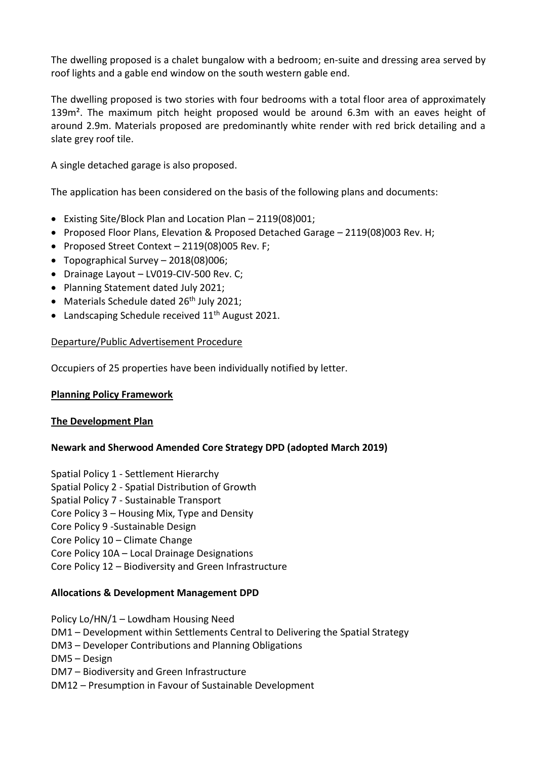The dwelling proposed is a chalet bungalow with a bedroom; en-suite and dressing area served by roof lights and a gable end window on the south western gable end.

The dwelling proposed is two stories with four bedrooms with a total floor area of approximately 139m². The maximum pitch height proposed would be around 6.3m with an eaves height of around 2.9m. Materials proposed are predominantly white render with red brick detailing and a slate grey roof tile.

A single detached garage is also proposed.

The application has been considered on the basis of the following plans and documents:

- Existing Site/Block Plan and Location Plan – 2119(08)001;
- Proposed Floor Plans, Elevation & Proposed Detached Garage – 2119(08)003 Rev. H;
- Proposed Street Context – 2119(08)005 Rev. F;
- Topographical Survey – 2018(08)006;
- Drainage Layout – LV019-CIV-500 Rev. C;
- Planning Statement dated July 2021;
- Materials Schedule dated 26th July 2021;
- Landscaping Schedule received 11th August 2021.

Departure/Public Advertisement Procedure

Occupiers of 25 properties have been individually notified by letter.

**Planning Policy Framework**

**The Development Plan**

**Newark and Sherwood Amended Core Strategy DPD (adopted March 2019)**

Spatial Policy 1 - Settlement Hierarchy
Spatial Policy 2 - Spatial Distribution of Growth
Spatial Policy 7 - Sustainable Transport
Core Policy 3 – Housing Mix, Type and Density
Core Policy 9 -Sustainable Design
Core Policy 10 – Climate Change
Core Policy 10A – Local Drainage Designations
Core Policy 12 – Biodiversity and Green Infrastructure

**Allocations & Development Management DPD**

Policy Lo/HN/1 – Lowdham Housing Need
DM1 – Development within Settlements Central to Delivering the Spatial Strategy
DM3 – Developer Contributions and Planning Obligations
DM5 – Design
DM7 – Biodiversity and Green Infrastructure
DM12 – Presumption in Favour of Sustainable Development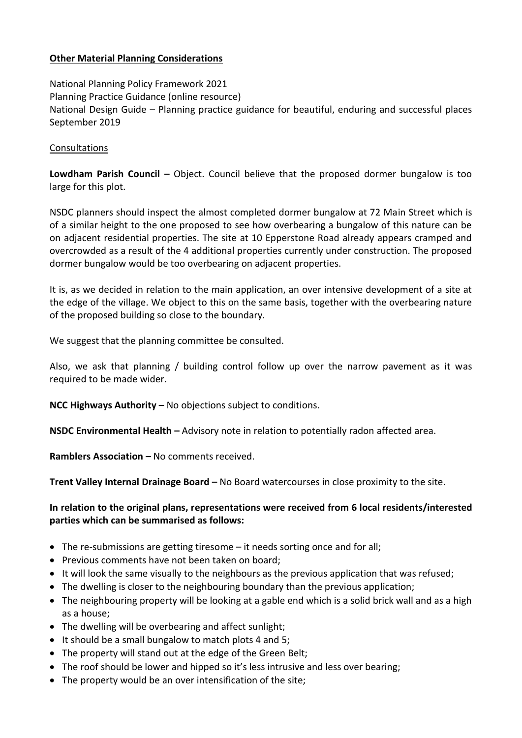**Other Material Planning Considerations**

National Planning Policy Framework 2021
Planning Practice Guidance (online resource)
National Design Guide – Planning practice guidance for beautiful, enduring and successful places September 2019

Consultations

**Lowdham Parish Council –** Object. Council believe that the proposed dormer bungalow is too large for this plot.

NSDC planners should inspect the almost completed dormer bungalow at 72 Main Street which is of a similar height to the one proposed to see how overbearing a bungalow of this nature can be on adjacent residential properties. The site at 10 Epperstone Road already appears cramped and overcrowded as a result of the 4 additional properties currently under construction. The proposed dormer bungalow would be too overbearing on adjacent properties.

It is, as we decided in relation to the main application, an over intensive development of a site at the edge of the village. We object to this on the same basis, together with the overbearing nature of the proposed building so close to the boundary.

We suggest that the planning committee be consulted.

Also, we ask that planning / building control follow up over the narrow pavement as it was required to be made wider.

**NCC Highways Authority –** No objections subject to conditions.

**NSDC Environmental Health –** Advisory note in relation to potentially radon affected area.

**Ramblers Association –** No comments received.

**Trent Valley Internal Drainage Board –** No Board watercourses in close proximity to the site.

**In relation to the original plans, representations were received from 6 local residents/interested parties which can be summarised as follows:**

- The re-submissions are getting tiresome – it needs sorting once and for all;
- Previous comments have not been taken on board;
- It will look the same visually to the neighbours as the previous application that was refused;
- The dwelling is closer to the neighbouring boundary than the previous application;
- The neighbouring property will be looking at a gable end which is a solid brick wall and as a high as a house;
- The dwelling will be overbearing and affect sunlight;
- It should be a small bungalow to match plots 4 and 5;
- The property will stand out at the edge of the Green Belt;
- The roof should be lower and hipped so it's less intrusive and less over bearing;
- The property would be an over intensification of the site;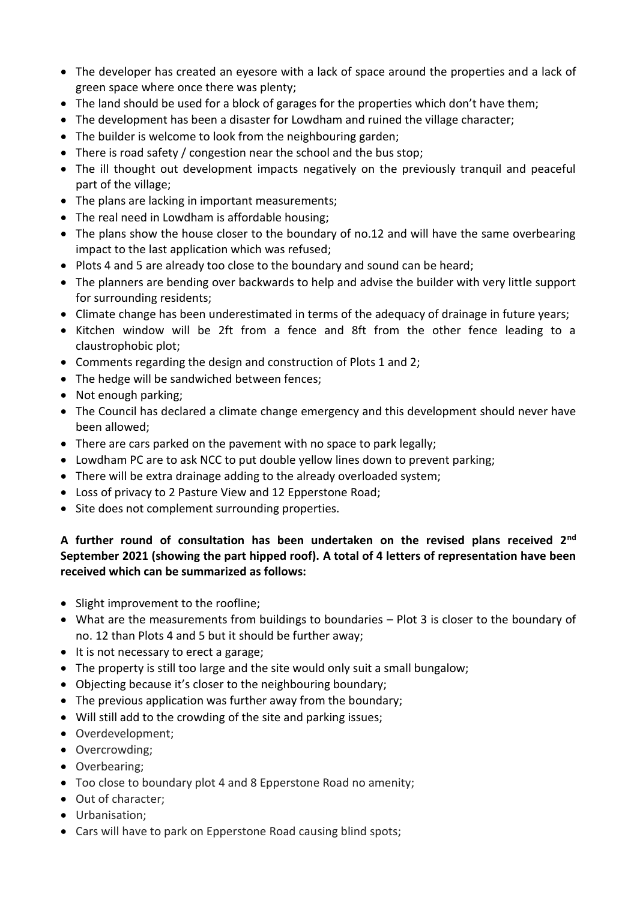- The developer has created an eyesore with a lack of space around the properties and a lack of green space where once there was plenty;
- The land should be used for a block of garages for the properties which don't have them;
- The development has been a disaster for Lowdham and ruined the village character;
- The builder is welcome to look from the neighbouring garden;
- There is road safety / congestion near the school and the bus stop;
- The ill thought out development impacts negatively on the previously tranquil and peaceful part of the village;
- The plans are lacking in important measurements;
- The real need in Lowdham is affordable housing;
- The plans show the house closer to the boundary of no.12 and will have the same overbearing impact to the last application which was refused;
- Plots 4 and 5 are already too close to the boundary and sound can be heard;
- The planners are bending over backwards to help and advise the builder with very little support for surrounding residents;
- Climate change has been underestimated in terms of the adequacy of drainage in future years;
- Kitchen window will be 2ft from a fence and 8ft from the other fence leading to a claustrophobic plot;
- Comments regarding the design and construction of Plots 1 and 2;
- The hedge will be sandwiched between fences;
- Not enough parking;
- The Council has declared a climate change emergency and this development should never have been allowed;
- There are cars parked on the pavement with no space to park legally;
- Lowdham PC are to ask NCC to put double yellow lines down to prevent parking;
- There will be extra drainage adding to the already overloaded system;
- Loss of privacy to 2 Pasture View and 12 Epperstone Road;
- Site does not complement surrounding properties.

**A further round of consultation has been undertaken on the revised plans received 2nd September 2021 (showing the part hipped roof). A total of 4 letters of representation have been received which can be summarized as follows:**

- Slight improvement to the roofline;
- What are the measurements from buildings to boundaries – Plot 3 is closer to the boundary of no. 12 than Plots 4 and 5 but it should be further away;
- It is not necessary to erect a garage;
- The property is still too large and the site would only suit a small bungalow;
- Objecting because it's closer to the neighbouring boundary;
- The previous application was further away from the boundary;
- Will still add to the crowding of the site and parking issues;
- Overdevelopment;
- Overcrowding;
- Overbearing;
- Too close to boundary plot 4 and 8 Epperstone Road no amenity;
- Out of character;
- Urbanisation;
- Cars will have to park on Epperstone Road causing blind spots;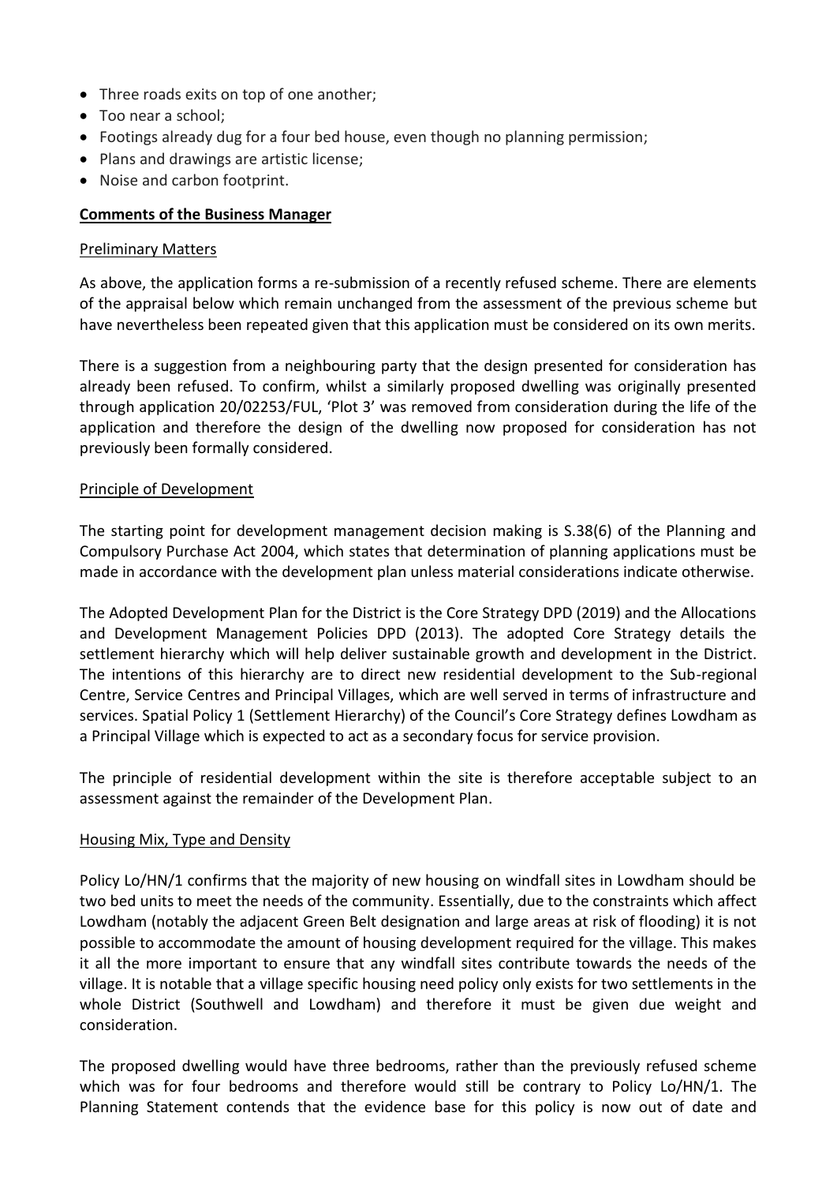- Three roads exits on top of one another;
- Too near a school;
- Footings already dug for a four bed house, even though no planning permission;
- Plans and drawings are artistic license;
- Noise and carbon footprint.

## Comments of the Business Manager

### Preliminary Matters

As above, the application forms a re-submission of a recently refused scheme. There are elements of the appraisal below which remain unchanged from the assessment of the previous scheme but have nevertheless been repeated given that this application must be considered on its own merits.

There is a suggestion from a neighbouring party that the design presented for consideration has already been refused. To confirm, whilst a similarly proposed dwelling was originally presented through application 20/02253/FUL, 'Plot 3' was removed from consideration during the life of the application and therefore the design of the dwelling now proposed for consideration has not previously been formally considered.

### Principle of Development

The starting point for development management decision making is S.38(6) of the Planning and Compulsory Purchase Act 2004, which states that determination of planning applications must be made in accordance with the development plan unless material considerations indicate otherwise.

The Adopted Development Plan for the District is the Core Strategy DPD (2019) and the Allocations and Development Management Policies DPD (2013). The adopted Core Strategy details the settlement hierarchy which will help deliver sustainable growth and development in the District. The intentions of this hierarchy are to direct new residential development to the Sub-regional Centre, Service Centres and Principal Villages, which are well served in terms of infrastructure and services. Spatial Policy 1 (Settlement Hierarchy) of the Council's Core Strategy defines Lowdham as a Principal Village which is expected to act as a secondary focus for service provision.

The principle of residential development within the site is therefore acceptable subject to an assessment against the remainder of the Development Plan.

### Housing Mix, Type and Density

Policy Lo/HN/1 confirms that the majority of new housing on windfall sites in Lowdham should be two bed units to meet the needs of the community. Essentially, due to the constraints which affect Lowdham (notably the adjacent Green Belt designation and large areas at risk of flooding) it is not possible to accommodate the amount of housing development required for the village. This makes it all the more important to ensure that any windfall sites contribute towards the needs of the village. It is notable that a village specific housing need policy only exists for two settlements in the whole District (Southwell and Lowdham) and therefore it must be given due weight and consideration.

The proposed dwelling would have three bedrooms, rather than the previously refused scheme which was for four bedrooms and therefore would still be contrary to Policy Lo/HN/1. The Planning Statement contends that the evidence base for this policy is now out of date and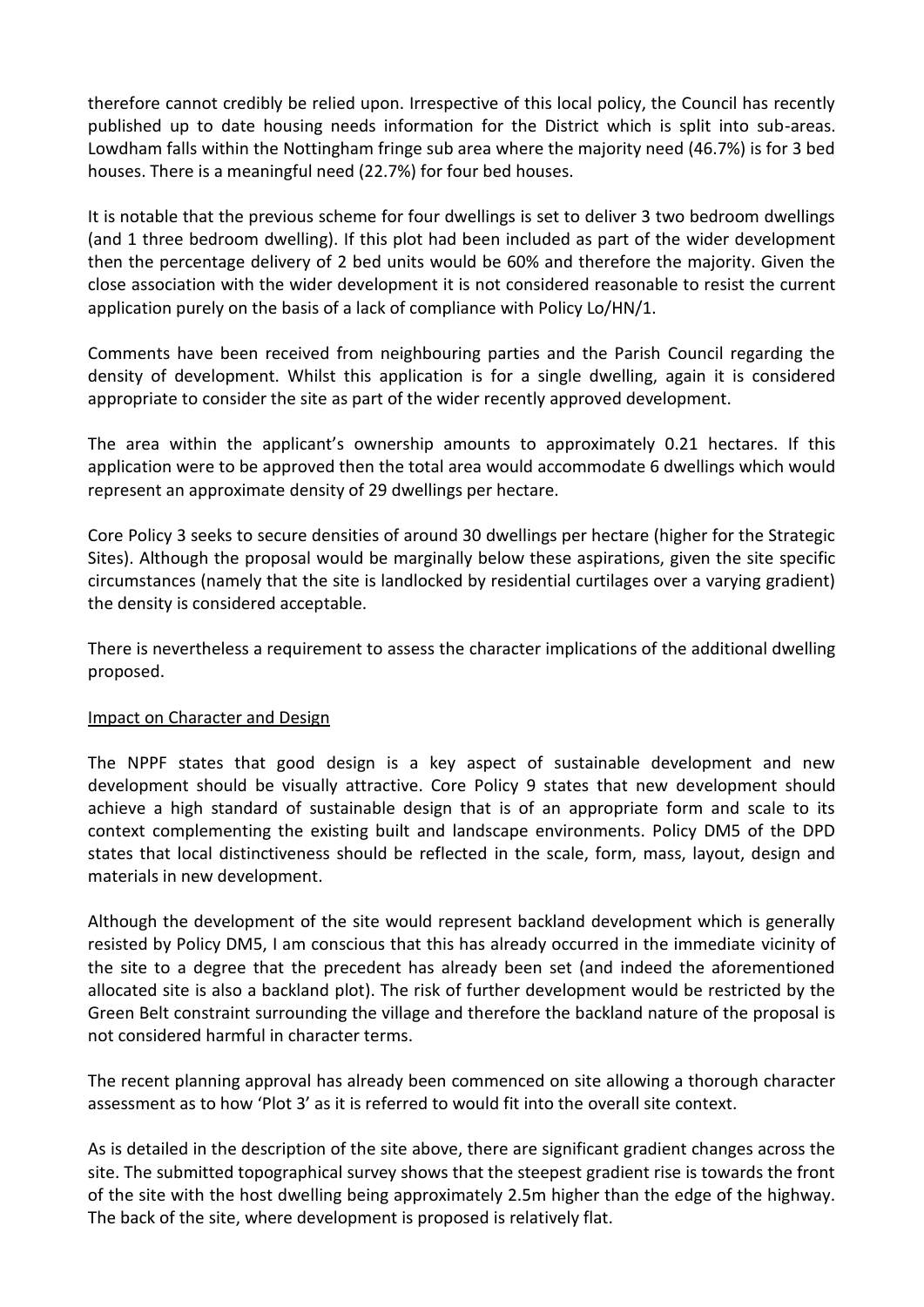therefore cannot credibly be relied upon. Irrespective of this local policy, the Council has recently published up to date housing needs information for the District which is split into sub-areas. Lowdham falls within the Nottingham fringe sub area where the majority need (46.7%) is for 3 bed houses. There is a meaningful need (22.7%) for four bed houses.

It is notable that the previous scheme for four dwellings is set to deliver 3 two bedroom dwellings (and 1 three bedroom dwelling). If this plot had been included as part of the wider development then the percentage delivery of 2 bed units would be 60% and therefore the majority. Given the close association with the wider development it is not considered reasonable to resist the current application purely on the basis of a lack of compliance with Policy Lo/HN/1.

Comments have been received from neighbouring parties and the Parish Council regarding the density of development. Whilst this application is for a single dwelling, again it is considered appropriate to consider the site as part of the wider recently approved development.

The area within the applicant's ownership amounts to approximately 0.21 hectares. If this application were to be approved then the total area would accommodate 6 dwellings which would represent an approximate density of 29 dwellings per hectare.

Core Policy 3 seeks to secure densities of around 30 dwellings per hectare (higher for the Strategic Sites). Although the proposal would be marginally below these aspirations, given the site specific circumstances (namely that the site is landlocked by residential curtilages over a varying gradient) the density is considered acceptable.

There is nevertheless a requirement to assess the character implications of the additional dwelling proposed.

Impact on Character and Design

The NPPF states that good design is a key aspect of sustainable development and new development should be visually attractive. Core Policy 9 states that new development should achieve a high standard of sustainable design that is of an appropriate form and scale to its context complementing the existing built and landscape environments. Policy DM5 of the DPD states that local distinctiveness should be reflected in the scale, form, mass, layout, design and materials in new development.

Although the development of the site would represent backland development which is generally resisted by Policy DM5, I am conscious that this has already occurred in the immediate vicinity of the site to a degree that the precedent has already been set (and indeed the aforementioned allocated site is also a backland plot). The risk of further development would be restricted by the Green Belt constraint surrounding the village and therefore the backland nature of the proposal is not considered harmful in character terms.

The recent planning approval has already been commenced on site allowing a thorough character assessment as to how 'Plot 3' as it is referred to would fit into the overall site context.

As is detailed in the description of the site above, there are significant gradient changes across the site. The submitted topographical survey shows that the steepest gradient rise is towards the front of the site with the host dwelling being approximately 2.5m higher than the edge of the highway. The back of the site, where development is proposed is relatively flat.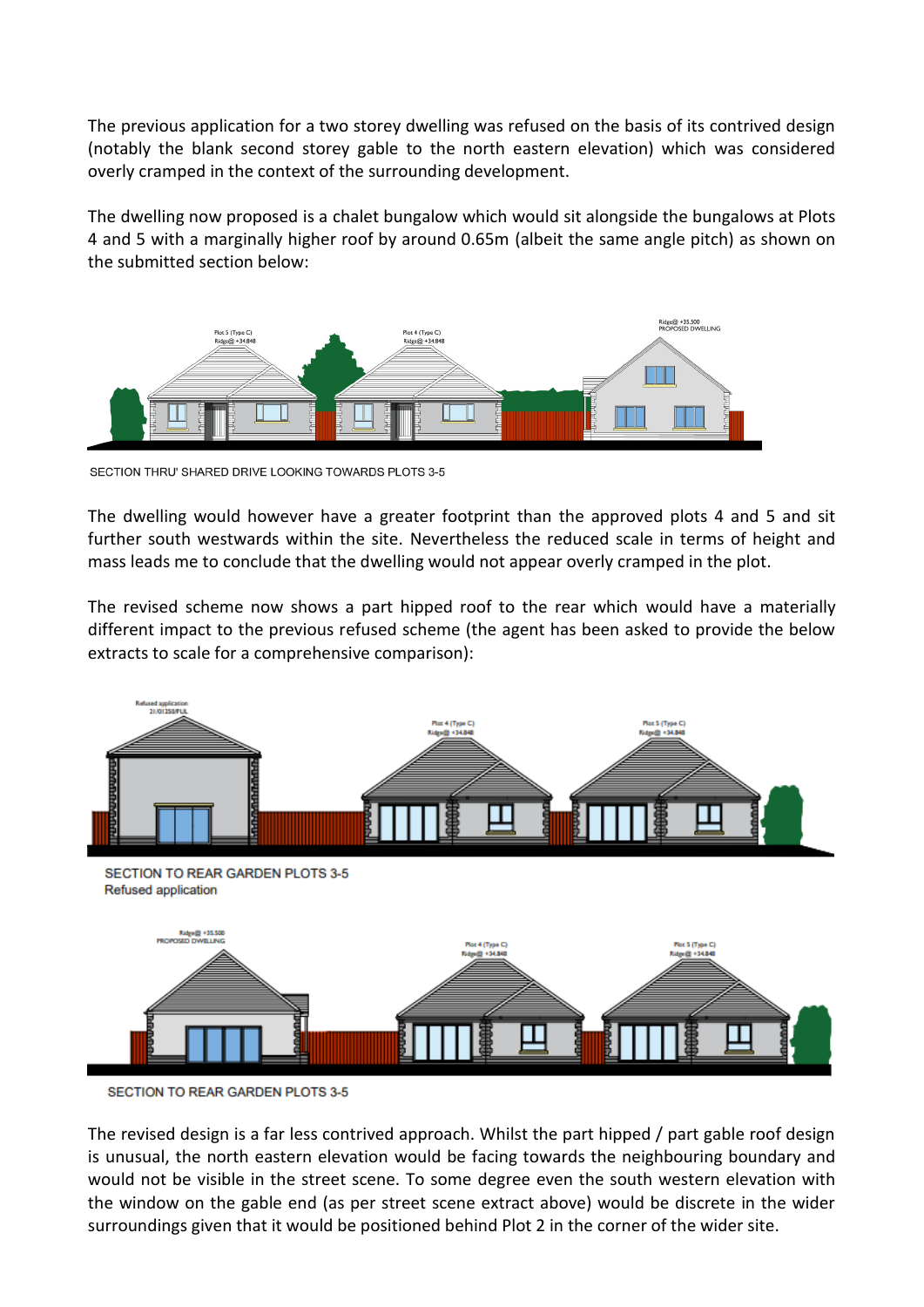The previous application for a two storey dwelling was refused on the basis of its contrived design (notably the blank second storey gable to the north eastern elevation) which was considered overly cramped in the context of the surrounding development.

The dwelling now proposed is a chalet bungalow which would sit alongside the bungalows at Plots 4 and 5 with a marginally higher roof by around 0.65m (albeit the same angle pitch) as shown on the submitted section below:

SECTION THRU' SHARED DRIVE LOOKING TOWARDS PLOTS 3-5

The dwelling would however have a greater footprint than the approved plots 4 and 5 and sit further south westwards within the site. Nevertheless the reduced scale in terms of height and mass leads me to conclude that the dwelling would not appear overly cramped in the plot.

The revised scheme now shows a part hipped roof to the rear which would have a materially different impact to the previous refused scheme (the agent has been asked to provide the below extracts to scale for a comprehensive comparison):

SECTION TO REAR GARDEN PLOTS 3-5
Refused application

SECTION TO REAR GARDEN PLOTS 3-5

The revised design is a far less contrived approach. Whilst the part hipped / part gable roof design is unusual, the north eastern elevation would be facing towards the neighbouring boundary and would not be visible in the street scene. To some degree even the south western elevation with the window on the gable end (as per street scene extract above) would be discrete in the wider surroundings given that it would be positioned behind Plot 2 in the corner of the wider site.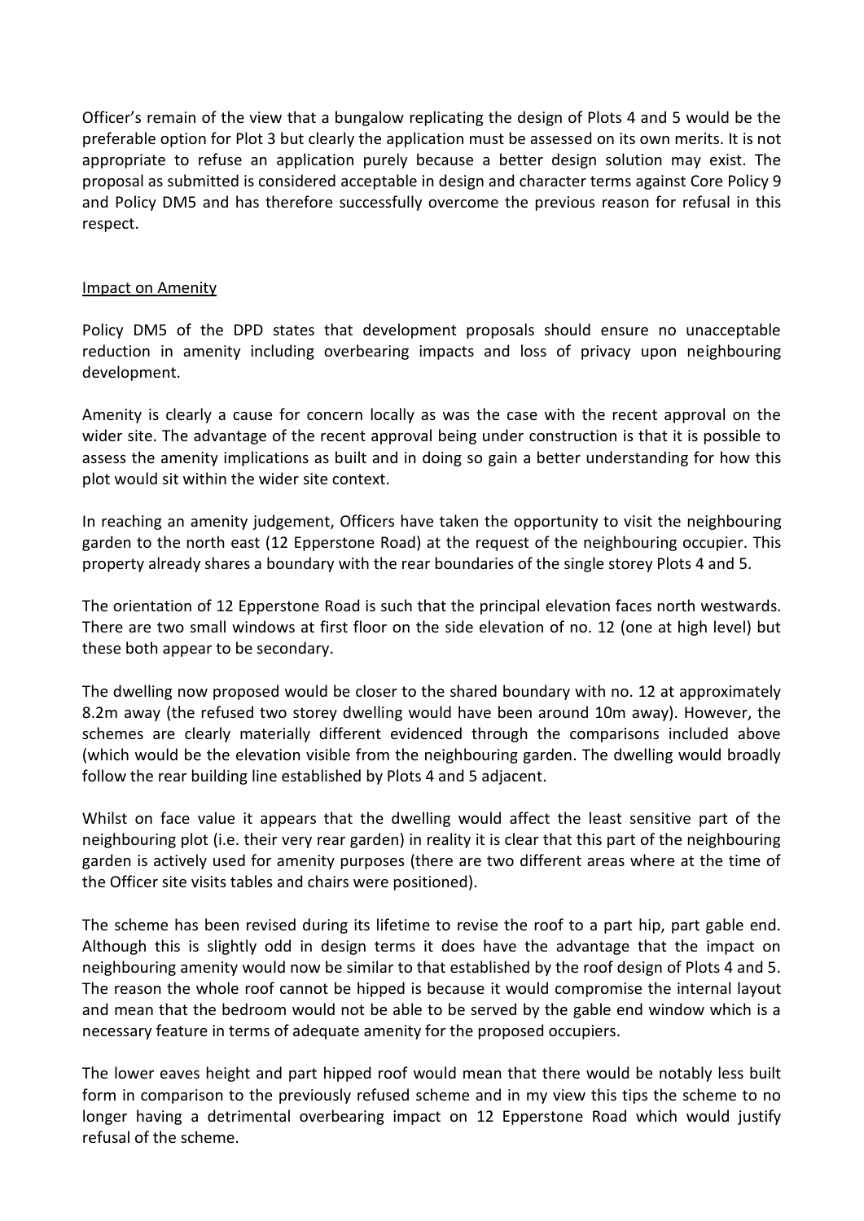Officer's remain of the view that a bungalow replicating the design of Plots 4 and 5 would be the preferable option for Plot 3 but clearly the application must be assessed on its own merits. It is not appropriate to refuse an application purely because a better design solution may exist. The proposal as submitted is considered acceptable in design and character terms against Core Policy 9 and Policy DM5 and has therefore successfully overcome the previous reason for refusal in this respect.

<u>Impact on Amenity</u>

Policy DM5 of the DPD states that development proposals should ensure no unacceptable reduction in amenity including overbearing impacts and loss of privacy upon neighbouring development.

Amenity is clearly a cause for concern locally as was the case with the recent approval on the wider site. The advantage of the recent approval being under construction is that it is possible to assess the amenity implications as built and in doing so gain a better understanding for how this plot would sit within the wider site context.

In reaching an amenity judgement, Officers have taken the opportunity to visit the neighbouring garden to the north east (12 Epperstone Road) at the request of the neighbouring occupier. This property already shares a boundary with the rear boundaries of the single storey Plots 4 and 5.

The orientation of 12 Epperstone Road is such that the principal elevation faces north westwards. There are two small windows at first floor on the side elevation of no. 12 (one at high level) but these both appear to be secondary.

The dwelling now proposed would be closer to the shared boundary with no. 12 at approximately 8.2m away (the refused two storey dwelling would have been around 10m away). However, the schemes are clearly materially different evidenced through the comparisons included above (which would be the elevation visible from the neighbouring garden. The dwelling would broadly follow the rear building line established by Plots 4 and 5 adjacent.

Whilst on face value it appears that the dwelling would affect the least sensitive part of the neighbouring plot (i.e. their very rear garden) in reality it is clear that this part of the neighbouring garden is actively used for amenity purposes (there are two different areas where at the time of the Officer site visits tables and chairs were positioned).

The scheme has been revised during its lifetime to revise the roof to a part hip, part gable end. Although this is slightly odd in design terms it does have the advantage that the impact on neighbouring amenity would now be similar to that established by the roof design of Plots 4 and 5. The reason the whole roof cannot be hipped is because it would compromise the internal layout and mean that the bedroom would not be able to be served by the gable end window which is a necessary feature in terms of adequate amenity for the proposed occupiers.

The lower eaves height and part hipped roof would mean that there would be notably less built form in comparison to the previously refused scheme and in my view this tips the scheme to no longer having a detrimental overbearing impact on 12 Epperstone Road which would justify refusal of the scheme.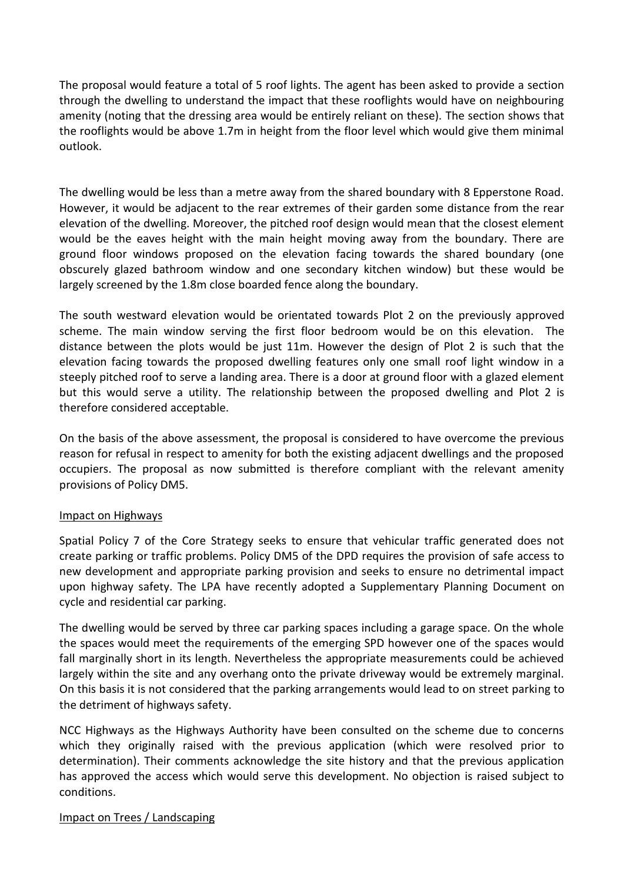The proposal would feature a total of 5 roof lights. The agent has been asked to provide a section through the dwelling to understand the impact that these rooflights would have on neighbouring amenity (noting that the dressing area would be entirely reliant on these). The section shows that the rooflights would be above 1.7m in height from the floor level which would give them minimal outlook.

The dwelling would be less than a metre away from the shared boundary with 8 Epperstone Road. However, it would be adjacent to the rear extremes of their garden some distance from the rear elevation of the dwelling. Moreover, the pitched roof design would mean that the closest element would be the eaves height with the main height moving away from the boundary. There are ground floor windows proposed on the elevation facing towards the shared boundary (one obscurely glazed bathroom window and one secondary kitchen window) but these would be largely screened by the 1.8m close boarded fence along the boundary.

The south westward elevation would be orientated towards Plot 2 on the previously approved scheme. The main window serving the first floor bedroom would be on this elevation. The distance between the plots would be just 11m. However the design of Plot 2 is such that the elevation facing towards the proposed dwelling features only one small roof light window in a steeply pitched roof to serve a landing area. There is a door at ground floor with a glazed element but this would serve a utility. The relationship between the proposed dwelling and Plot 2 is therefore considered acceptable.

On the basis of the above assessment, the proposal is considered to have overcome the previous reason for refusal in respect to amenity for both the existing adjacent dwellings and the proposed occupiers. The proposal as now submitted is therefore compliant with the relevant amenity provisions of Policy DM5.

## Impact on Highways

Spatial Policy 7 of the Core Strategy seeks to ensure that vehicular traffic generated does not create parking or traffic problems. Policy DM5 of the DPD requires the provision of safe access to new development and appropriate parking provision and seeks to ensure no detrimental impact upon highway safety. The LPA have recently adopted a Supplementary Planning Document on cycle and residential car parking.

The dwelling would be served by three car parking spaces including a garage space. On the whole the spaces would meet the requirements of the emerging SPD however one of the spaces would fall marginally short in its length. Nevertheless the appropriate measurements could be achieved largely within the site and any overhang onto the private driveway would be extremely marginal. On this basis it is not considered that the parking arrangements would lead to on street parking to the detriment of highways safety.

NCC Highways as the Highways Authority have been consulted on the scheme due to concerns which they originally raised with the previous application (which were resolved prior to determination). Their comments acknowledge the site history and that the previous application has approved the access which would serve this development. No objection is raised subject to conditions.

## Impact on Trees / Landscaping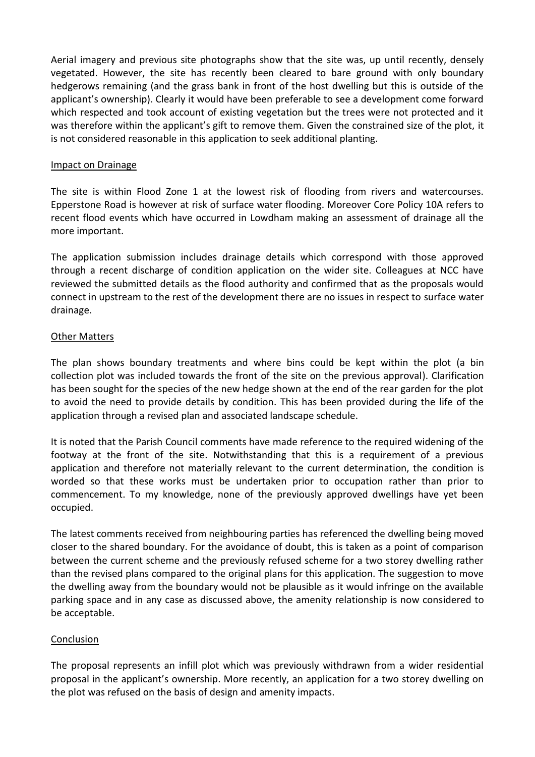Aerial imagery and previous site photographs show that the site was, up until recently, densely vegetated. However, the site has recently been cleared to bare ground with only boundary hedgerows remaining (and the grass bank in front of the host dwelling but this is outside of the applicant's ownership). Clearly it would have been preferable to see a development come forward which respected and took account of existing vegetation but the trees were not protected and it was therefore within the applicant's gift to remove them. Given the constrained size of the plot, it is not considered reasonable in this application to seek additional planting.

## Impact on Drainage

The site is within Flood Zone 1 at the lowest risk of flooding from rivers and watercourses. Epperstone Road is however at risk of surface water flooding. Moreover Core Policy 10A refers to recent flood events which have occurred in Lowdham making an assessment of drainage all the more important.

The application submission includes drainage details which correspond with those approved through a recent discharge of condition application on the wider site. Colleagues at NCC have reviewed the submitted details as the flood authority and confirmed that as the proposals would connect in upstream to the rest of the development there are no issues in respect to surface water drainage.

## Other Matters

The plan shows boundary treatments and where bins could be kept within the plot (a bin collection plot was included towards the front of the site on the previous approval). Clarification has been sought for the species of the new hedge shown at the end of the rear garden for the plot to avoid the need to provide details by condition. This has been provided during the life of the application through a revised plan and associated landscape schedule.

It is noted that the Parish Council comments have made reference to the required widening of the footway at the front of the site. Notwithstanding that this is a requirement of a previous application and therefore not materially relevant to the current determination, the condition is worded so that these works must be undertaken prior to occupation rather than prior to commencement. To my knowledge, none of the previously approved dwellings have yet been occupied.

The latest comments received from neighbouring parties has referenced the dwelling being moved closer to the shared boundary. For the avoidance of doubt, this is taken as a point of comparison between the current scheme and the previously refused scheme for a two storey dwelling rather than the revised plans compared to the original plans for this application. The suggestion to move the dwelling away from the boundary would not be plausible as it would infringe on the available parking space and in any case as discussed above, the amenity relationship is now considered to be acceptable.

## Conclusion

The proposal represents an infill plot which was previously withdrawn from a wider residential proposal in the applicant's ownership. More recently, an application for a two storey dwelling on the plot was refused on the basis of design and amenity impacts.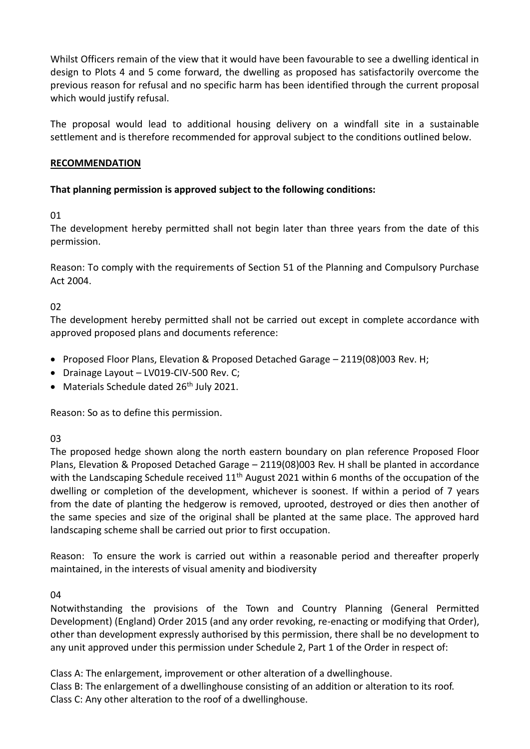Whilst Officers remain of the view that it would have been favourable to see a dwelling identical in design to Plots 4 and 5 come forward, the dwelling as proposed has satisfactorily overcome the previous reason for refusal and no specific harm has been identified through the current proposal which would justify refusal.

The proposal would lead to additional housing delivery on a windfall site in a sustainable settlement and is therefore recommended for approval subject to the conditions outlined below.

## RECOMMENDATION

**That planning permission is approved subject to the following conditions:**

01

The development hereby permitted shall not begin later than three years from the date of this permission.

Reason: To comply with the requirements of Section 51 of the Planning and Compulsory Purchase Act 2004.

02

The development hereby permitted shall not be carried out except in complete accordance with approved proposed plans and documents reference:

- Proposed Floor Plans, Elevation & Proposed Detached Garage – 2119(08)003 Rev. H;
- Drainage Layout – LV019-CIV-500 Rev. C;
- Materials Schedule dated 26th July 2021.

Reason: So as to define this permission.

03

The proposed hedge shown along the north eastern boundary on plan reference Proposed Floor Plans, Elevation & Proposed Detached Garage – 2119(08)003 Rev. H shall be planted in accordance with the Landscaping Schedule received 11th August 2021 within 6 months of the occupation of the dwelling or completion of the development, whichever is soonest. If within a period of 7 years from the date of planting the hedgerow is removed, uprooted, destroyed or dies then another of the same species and size of the original shall be planted at the same place. The approved hard landscaping scheme shall be carried out prior to first occupation.

Reason: To ensure the work is carried out within a reasonable period and thereafter properly maintained, in the interests of visual amenity and biodiversity

04

Notwithstanding the provisions of the Town and Country Planning (General Permitted Development) (England) Order 2015 (and any order revoking, re-enacting or modifying that Order), other than development expressly authorised by this permission, there shall be no development to any unit approved under this permission under Schedule 2, Part 1 of the Order in respect of:

Class A: The enlargement, improvement or other alteration of a dwellinghouse.
Class B: The enlargement of a dwellinghouse consisting of an addition or alteration to its roof.
Class C: Any other alteration to the roof of a dwellinghouse.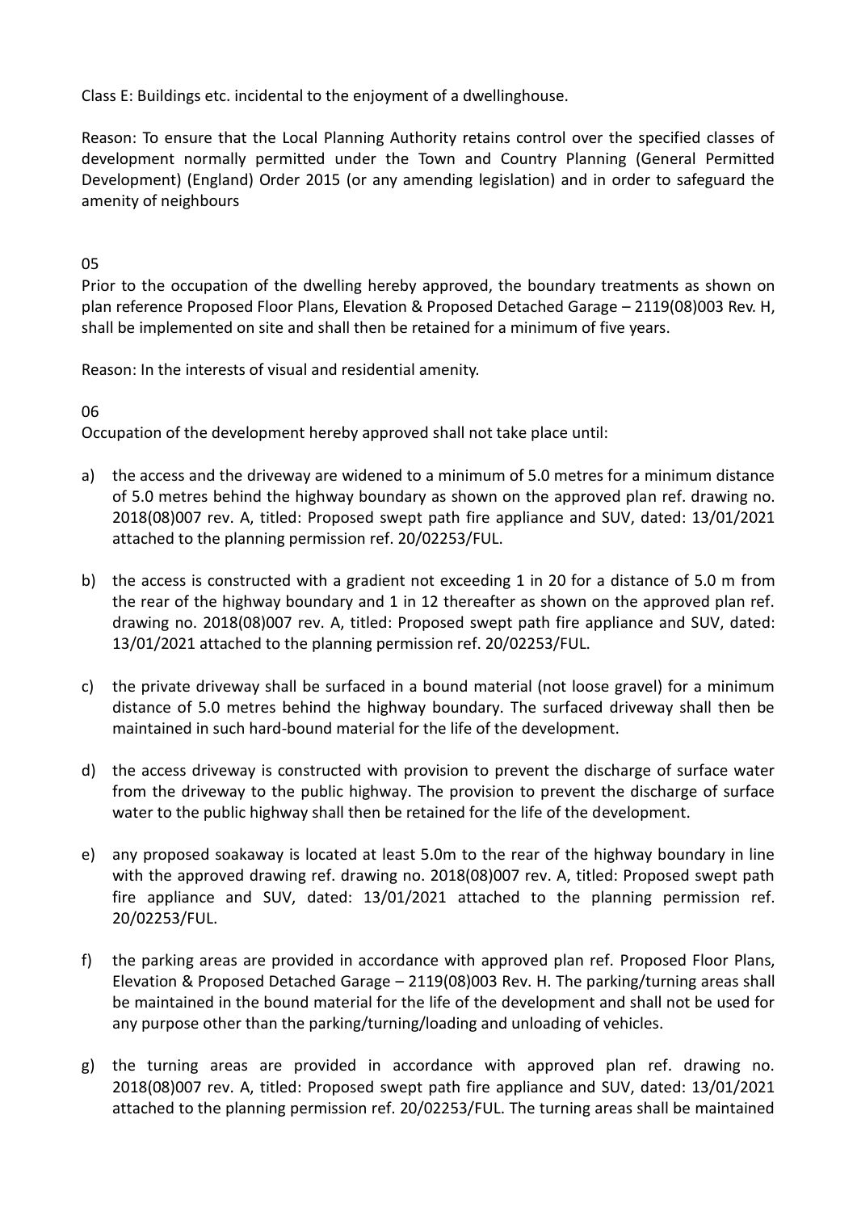Class E: Buildings etc. incidental to the enjoyment of a dwellinghouse.

Reason: To ensure that the Local Planning Authority retains control over the specified classes of development normally permitted under the Town and Country Planning (General Permitted Development) (England) Order 2015 (or any amending legislation) and in order to safeguard the amenity of neighbours

05

Prior to the occupation of the dwelling hereby approved, the boundary treatments as shown on plan reference Proposed Floor Plans, Elevation & Proposed Detached Garage – 2119(08)003 Rev. H, shall be implemented on site and shall then be retained for a minimum of five years.

Reason: In the interests of visual and residential amenity.

06

Occupation of the development hereby approved shall not take place until:

a) the access and the driveway are widened to a minimum of 5.0 metres for a minimum distance of 5.0 metres behind the highway boundary as shown on the approved plan ref. drawing no. 2018(08)007 rev. A, titled: Proposed swept path fire appliance and SUV, dated: 13/01/2021 attached to the planning permission ref. 20/02253/FUL.

b) the access is constructed with a gradient not exceeding 1 in 20 for a distance of 5.0 m from the rear of the highway boundary and 1 in 12 thereafter as shown on the approved plan ref. drawing no. 2018(08)007 rev. A, titled: Proposed swept path fire appliance and SUV, dated: 13/01/2021 attached to the planning permission ref. 20/02253/FUL.

c) the private driveway shall be surfaced in a bound material (not loose gravel) for a minimum distance of 5.0 metres behind the highway boundary. The surfaced driveway shall then be maintained in such hard-bound material for the life of the development.

d) the access driveway is constructed with provision to prevent the discharge of surface water from the driveway to the public highway. The provision to prevent the discharge of surface water to the public highway shall then be retained for the life of the development.

e) any proposed soakaway is located at least 5.0m to the rear of the highway boundary in line with the approved drawing ref. drawing no. 2018(08)007 rev. A, titled: Proposed swept path fire appliance and SUV, dated: 13/01/2021 attached to the planning permission ref. 20/02253/FUL.

f) the parking areas are provided in accordance with approved plan ref. Proposed Floor Plans, Elevation & Proposed Detached Garage – 2119(08)003 Rev. H. The parking/turning areas shall be maintained in the bound material for the life of the development and shall not be used for any purpose other than the parking/turning/loading and unloading of vehicles.

g) the turning areas are provided in accordance with approved plan ref. drawing no. 2018(08)007 rev. A, titled: Proposed swept path fire appliance and SUV, dated: 13/01/2021 attached to the planning permission ref. 20/02253/FUL. The turning areas shall be maintained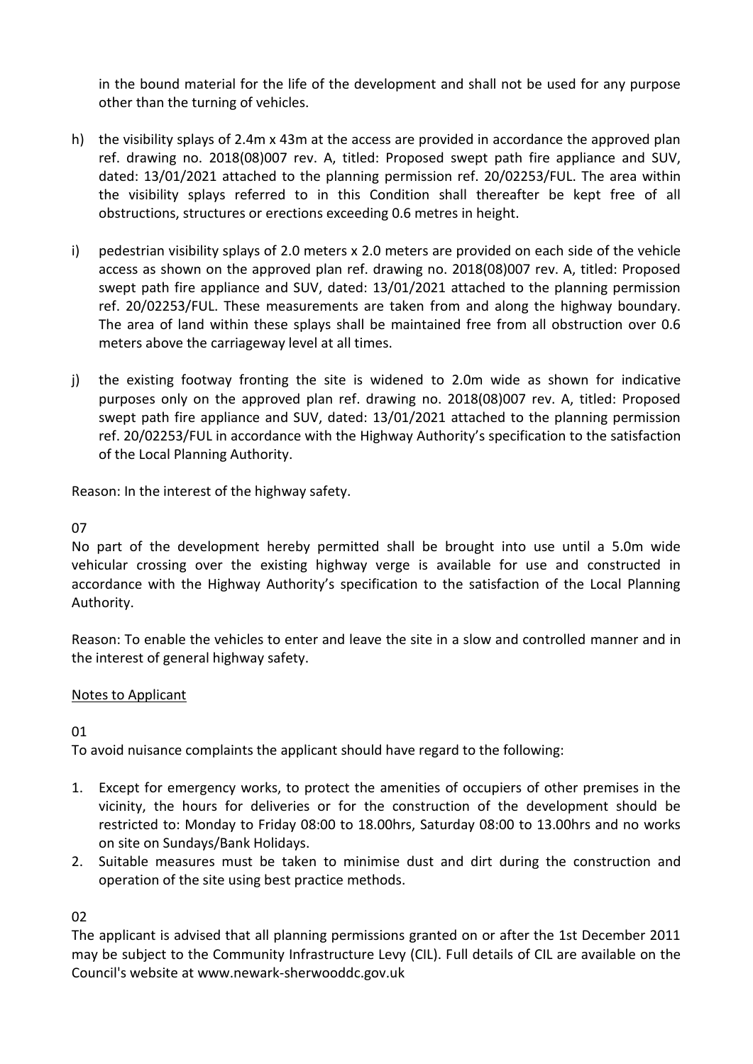in the bound material for the life of the development and shall not be used for any purpose other than the turning of vehicles.

h) the visibility splays of 2.4m x 43m at the access are provided in accordance the approved plan ref. drawing no. 2018(08)007 rev. A, titled: Proposed swept path fire appliance and SUV, dated: 13/01/2021 attached to the planning permission ref. 20/02253/FUL. The area within the visibility splays referred to in this Condition shall thereafter be kept free of all obstructions, structures or erections exceeding 0.6 metres in height.

i) pedestrian visibility splays of 2.0 meters x 2.0 meters are provided on each side of the vehicle access as shown on the approved plan ref. drawing no. 2018(08)007 rev. A, titled: Proposed swept path fire appliance and SUV, dated: 13/01/2021 attached to the planning permission ref. 20/02253/FUL. These measurements are taken from and along the highway boundary. The area of land within these splays shall be maintained free from all obstruction over 0.6 meters above the carriageway level at all times.

j) the existing footway fronting the site is widened to 2.0m wide as shown for indicative purposes only on the approved plan ref. drawing no. 2018(08)007 rev. A, titled: Proposed swept path fire appliance and SUV, dated: 13/01/2021 attached to the planning permission ref. 20/02253/FUL in accordance with the Highway Authority's specification to the satisfaction of the Local Planning Authority.

Reason: In the interest of the highway safety.

07

No part of the development hereby permitted shall be brought into use until a 5.0m wide vehicular crossing over the existing highway verge is available for use and constructed in accordance with the Highway Authority's specification to the satisfaction of the Local Planning Authority.

Reason: To enable the vehicles to enter and leave the site in a slow and controlled manner and in the interest of general highway safety.

<u>Notes to Applicant</u>

01

To avoid nuisance complaints the applicant should have regard to the following:

1. Except for emergency works, to protect the amenities of occupiers of other premises in the vicinity, the hours for deliveries or for the construction of the development should be restricted to: Monday to Friday 08:00 to 18.00hrs, Saturday 08:00 to 13.00hrs and no works on site on Sundays/Bank Holidays.
2. Suitable measures must be taken to minimise dust and dirt during the construction and operation of the site using best practice methods.

02

The applicant is advised that all planning permissions granted on or after the 1st December 2011 may be subject to the Community Infrastructure Levy (CIL). Full details of CIL are available on the Council's website at www.newark-sherwooddc.gov.uk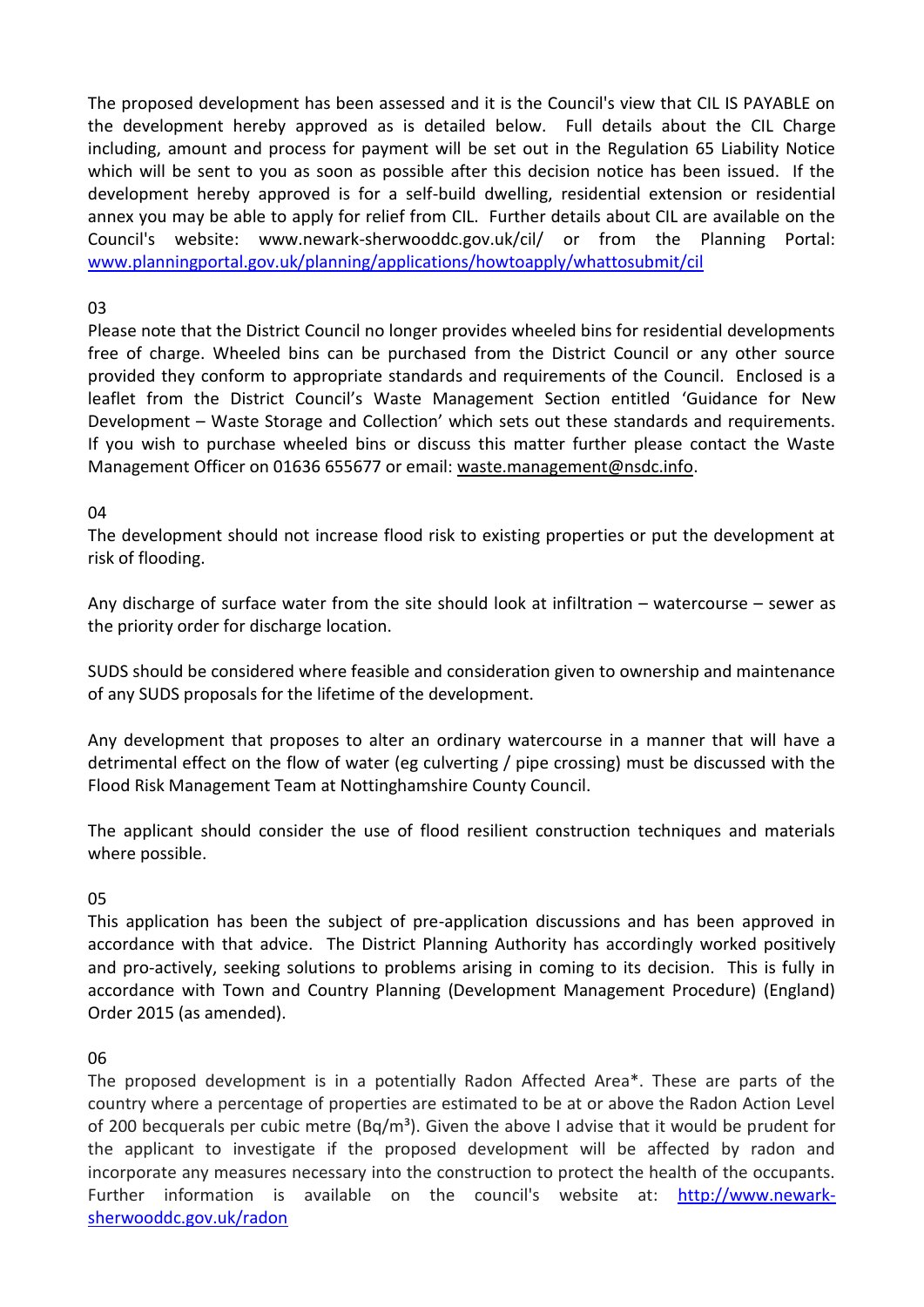The proposed development has been assessed and it is the Council's view that CIL IS PAYABLE on the development hereby approved as is detailed below. Full details about the CIL Charge including, amount and process for payment will be set out in the Regulation 65 Liability Notice which will be sent to you as soon as possible after this decision notice has been issued. If the development hereby approved is for a self-build dwelling, residential extension or residential annex you may be able to apply for relief from CIL. Further details about CIL are available on the Council's website: www.newark-sherwooddc.gov.uk/cil/ or from the Planning Portal: www.planningportal.gov.uk/planning/applications/howtoapply/whattosubmit/cil

03

Please note that the District Council no longer provides wheeled bins for residential developments free of charge. Wheeled bins can be purchased from the District Council or any other source provided they conform to appropriate standards and requirements of the Council. Enclosed is a leaflet from the District Council's Waste Management Section entitled 'Guidance for New Development – Waste Storage and Collection' which sets out these standards and requirements. If you wish to purchase wheeled bins or discuss this matter further please contact the Waste Management Officer on 01636 655677 or email: waste.management@nsdc.info.

04

The development should not increase flood risk to existing properties or put the development at risk of flooding.

Any discharge of surface water from the site should look at infiltration – watercourse – sewer as the priority order for discharge location.

SUDS should be considered where feasible and consideration given to ownership and maintenance of any SUDS proposals for the lifetime of the development.

Any development that proposes to alter an ordinary watercourse in a manner that will have a detrimental effect on the flow of water (eg culverting / pipe crossing) must be discussed with the Flood Risk Management Team at Nottinghamshire County Council.

The applicant should consider the use of flood resilient construction techniques and materials where possible.

05

This application has been the subject of pre-application discussions and has been approved in accordance with that advice. The District Planning Authority has accordingly worked positively and pro-actively, seeking solutions to problems arising in coming to its decision. This is fully in accordance with Town and Country Planning (Development Management Procedure) (England) Order 2015 (as amended).

06

The proposed development is in a potentially Radon Affected Area*. These are parts of the country where a percentage of properties are estimated to be at or above the Radon Action Level of 200 becquerals per cubic metre ($Bq/m^3$). Given the above I advise that it would be prudent for the applicant to investigate if the proposed development will be affected by radon and incorporate any measures necessary into the construction to protect the health of the occupants. Further information is available on the council's website at: http://www.newark-sherwooddc.gov.uk/radon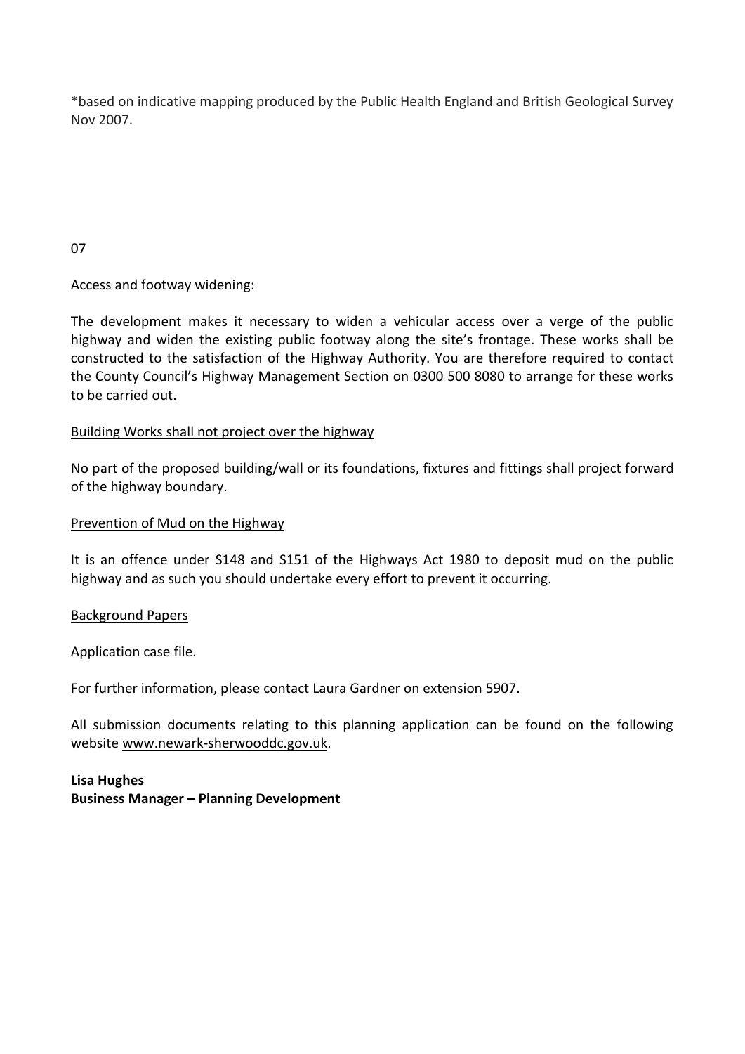*based on indicative mapping produced by the Public Health England and British Geological Survey Nov 2007.

07

Access and footway widening:

The development makes it necessary to widen a vehicular access over a verge of the public highway and widen the existing public footway along the site's frontage. These works shall be constructed to the satisfaction of the Highway Authority. You are therefore required to contact the County Council's Highway Management Section on 0300 500 8080 to arrange for these works to be carried out.

Building Works shall not project over the highway

No part of the proposed building/wall or its foundations, fixtures and fittings shall project forward of the highway boundary.

Prevention of Mud on the Highway

It is an offence under S148 and S151 of the Highways Act 1980 to deposit mud on the public highway and as such you should undertake every effort to prevent it occurring.

Background Papers

Application case file.

For further information, please contact Laura Gardner on extension 5907.

All submission documents relating to this planning application can be found on the following website www.newark-sherwooddc.gov.uk.

**Lisa Hughes**
**Business Manager – Planning Development**